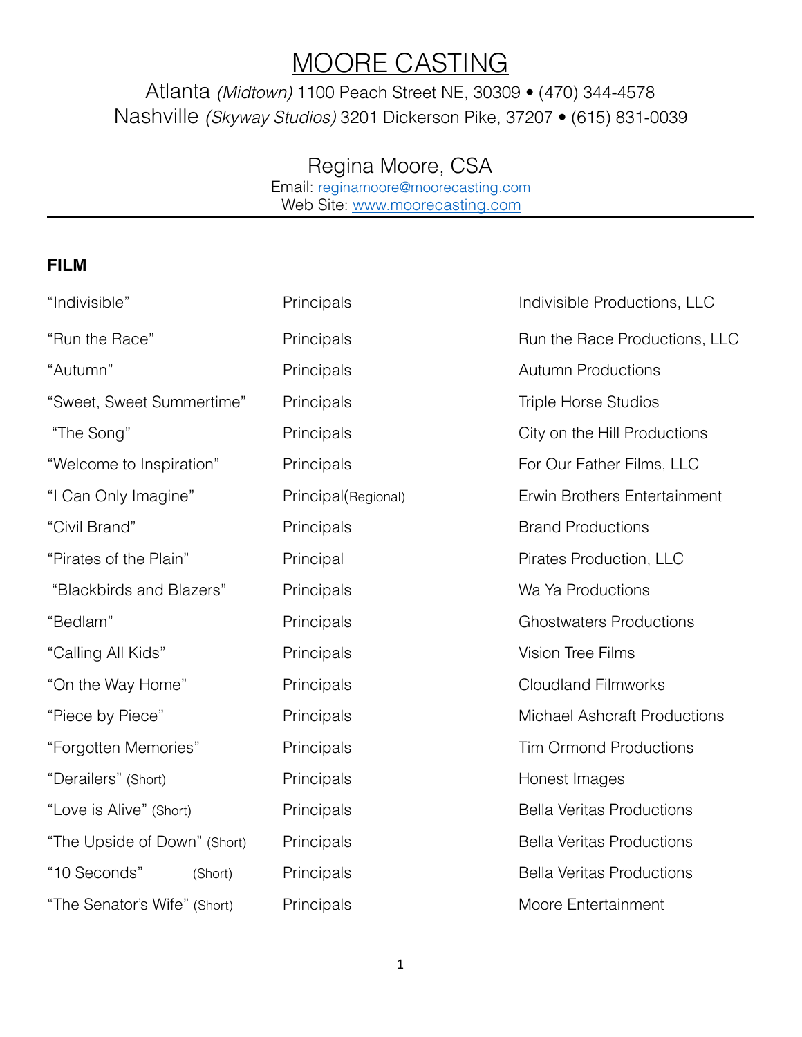# MOORE CASTING

Atlanta *(Midtown)* 1100 Peach Street NE, 30309 • (470) 344-4578
Nashville *(Skyway Studios)* 3201 Dickerson Pike, 37207 • (615) 831-0039

## Regina Moore, CSA

Email: reginamoore@moorecasting.com
Web Site: www.moorecasting.com

---

**FILM**

| | | |
|---|---|---|
| "Indivisible" | Principals | Indivisible Productions, LLC |
| "Run the Race" | Principals | Run the Race Productions, LLC |
| "Autumn" | Principals | Autumn Productions |
| "Sweet, Sweet Summertime" | Principals | Triple Horse Studios |
| "The Song" | Principals | City on the Hill Productions |
| "Welcome to Inspiration" | Principals | For Our Father Films, LLC |
| "I Can Only Imagine" | Principal(Regional) | Erwin Brothers Entertainment |
| "Civil Brand" | Principals | Brand Productions |
| "Pirates of the Plain" | Principal | Pirates Production, LLC |
| "Blackbirds and Blazers" | Principals | Wa Ya Productions |
| "Bedlam" | Principals | Ghostwaters Productions |
| "Calling All Kids" | Principals | Vision Tree Films |
| "On the Way Home" | Principals | Cloudland Filmworks |
| "Piece by Piece" | Principals | Michael Ashcraft Productions |
| "Forgotten Memories" | Principals | Tim Ormond Productions |
| "Derailers" (Short) | Principals | Honest Images |
| "Love is Alive" (Short) | Principals | Bella Veritas Productions |
| "The Upside of Down" (Short) | Principals | Bella Veritas Productions |
| "10 Seconds" (Short) | Principals | Bella Veritas Productions |
| "The Senator's Wife" (Short) | Principals | Moore Entertainment |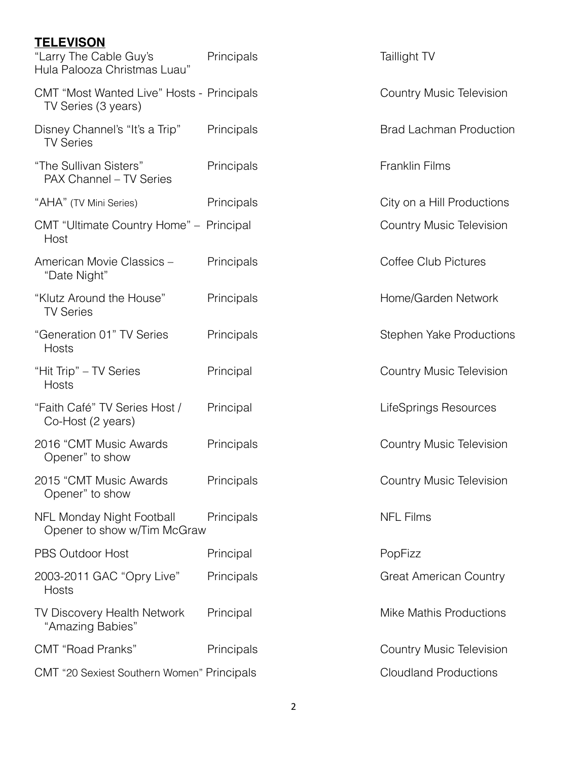## TELEVISON

| | | |
|---|---|---|
| "Larry The Cable Guy's Hula Palooza Christmas Luau" | Principals | Taillight TV |
| CMT "Most Wanted Live" Hosts - TV Series (3 years) | Principals | Country Music Television |
| Disney Channel's "It's a Trip" TV Series | Principals | Brad Lachman Production |
| "The Sullivan Sisters" PAX Channel – TV Series | Principals | Franklin Films |
| "AHA" (TV Mini Series) | Principals | City on a Hill Productions |
| CMT "Ultimate Country Home" – Host | Principal | Country Music Television |
| American Movie Classics – "Date Night" | Principals | Coffee Club Pictures |
| "Klutz Around the House" TV Series | Principals | Home/Garden Network |
| "Generation 01" TV Series Hosts | Principals | Stephen Yake Productions |
| "Hit Trip" – TV Series Hosts | Principal | Country Music Television |
| "Faith Café" TV Series Host / Co-Host (2 years) | Principal | LifeSprings Resources |
| 2016 "CMT Music Awards Opener" to show | Principals | Country Music Television |
| 2015 "CMT Music Awards Opener" to show | Principals | Country Music Television |
| NFL Monday Night Football Opener to show w/Tim McGraw | Principals | NFL Films |
| PBS Outdoor Host | Principal | PopFizz |
| 2003-2011 GAC "Opry Live" Hosts | Principals | Great American Country |
| TV Discovery Health Network "Amazing Babies" | Principal | Mike Mathis Productions |
| CMT "Road Pranks" | Principals | Country Music Television |
| CMT "20 Sexiest Southern Women" | Principals | Cloudland Productions |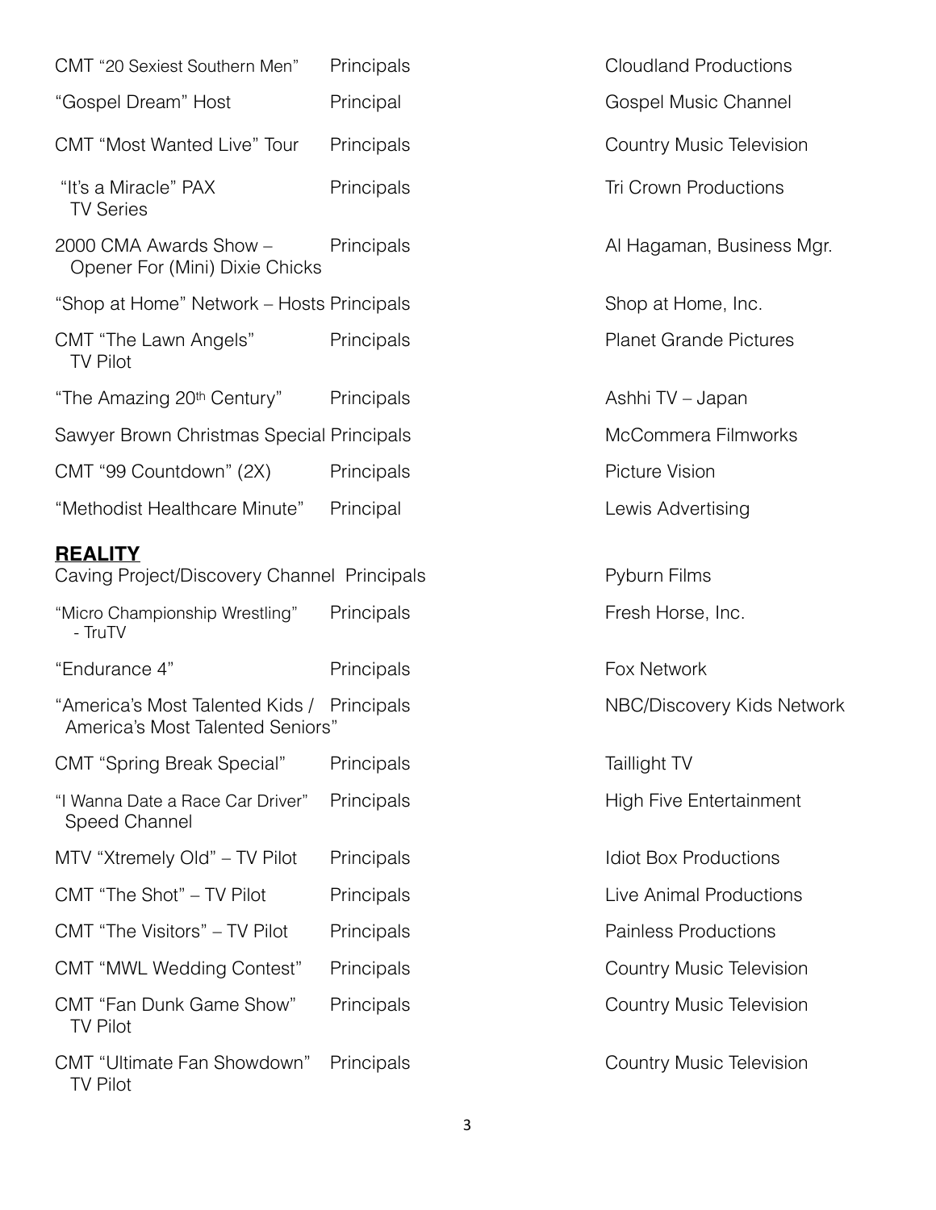| | | |
|---|---|---|
| CMT "20 Sexiest Southern Men" | Principals | Cloudland Productions |
| "Gospel Dream" Host | Principal | Gospel Music Channel |
| CMT "Most Wanted Live" Tour | Principals | Country Music Television |
| "It's a Miracle" PAX TV Series | Principals | Tri Crown Productions |
| 2000 CMA Awards Show – Opener For (Mini) Dixie Chicks | Principals | Al Hagaman, Business Mgr. |
| "Shop at Home" Network – Hosts | Principals | Shop at Home, Inc. |
| CMT "The Lawn Angels" TV Pilot | Principals | Planet Grande Pictures |
| "The Amazing 20th Century" | Principals | Ashhi TV – Japan |
| Sawyer Brown Christmas Special | Principals | McCommera Filmworks |
| CMT "99 Countdown" (2X) | Principals | Picture Vision |
| "Methodist Healthcare Minute" | Principal | Lewis Advertising |

## **REALITY**

| | | |
|---|---|---|
| Caving Project/Discovery Channel | Principals | Pyburn Films |
| "Micro Championship Wrestling" - TruTV | Principals | Fresh Horse, Inc. |
| "Endurance 4" | Principals | Fox Network |
| "America's Most Talented Kids / America's Most Talented Seniors" | Principals | NBC/Discovery Kids Network |
| CMT "Spring Break Special" | Principals | Taillight TV |
| "I Wanna Date a Race Car Driver" Speed Channel | Principals | High Five Entertainment |
| MTV "Xtremely Old" – TV Pilot | Principals | Idiot Box Productions |
| CMT "The Shot" – TV Pilot | Principals | Live Animal Productions |
| CMT "The Visitors" – TV Pilot | Principals | Painless Productions |
| CMT "MWL Wedding Contest" | Principals | Country Music Television |
| CMT "Fan Dunk Game Show" TV Pilot | Principals | Country Music Television |
| CMT "Ultimate Fan Showdown" TV Pilot | Principals | Country Music Television |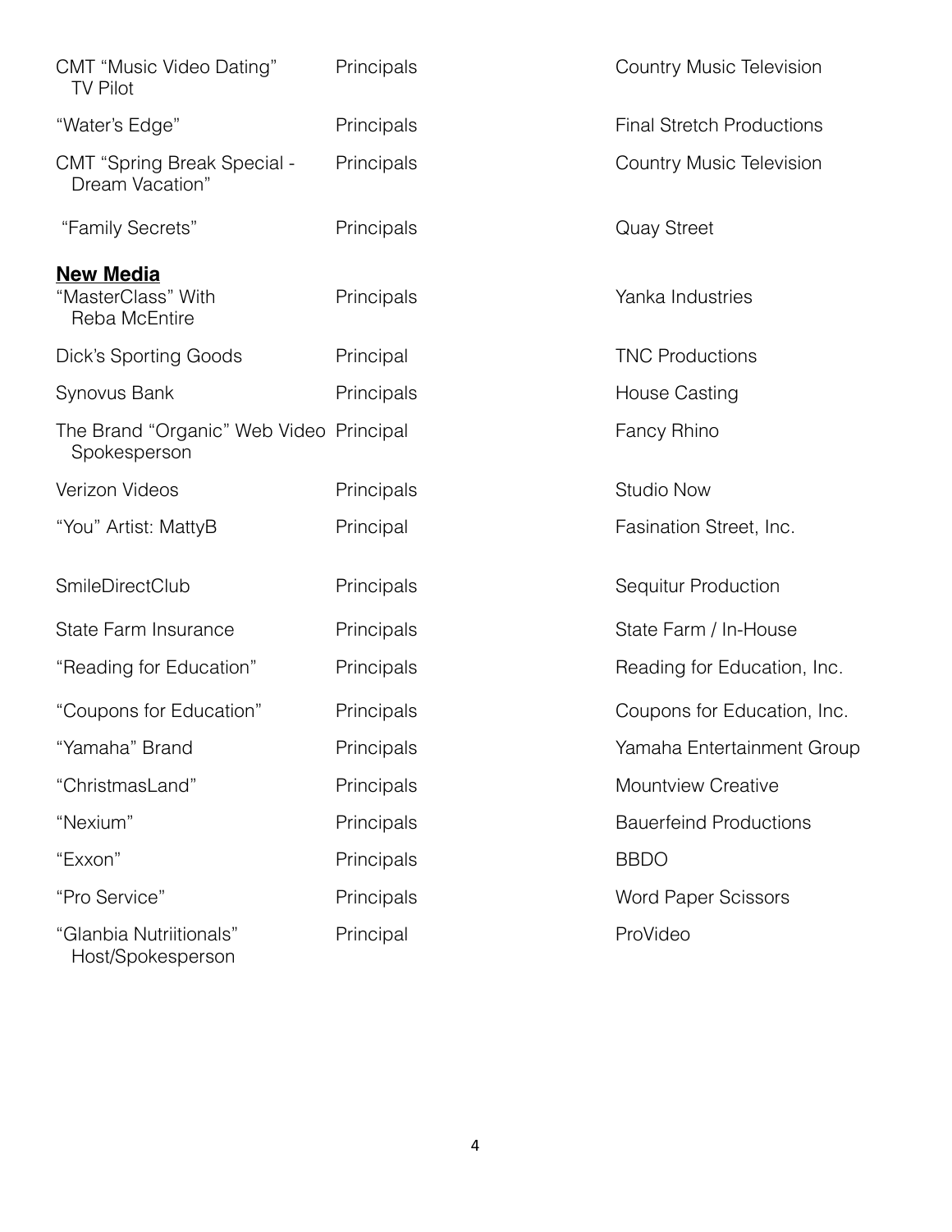| | | |
|---|---|---|
| CMT "Music Video Dating" TV Pilot | Principals | Country Music Television |
| "Water's Edge" | Principals | Final Stretch Productions |
| CMT "Spring Break Special - Dream Vacation" | Principals | Country Music Television |
| "Family Secrets" | Principals | Quay Street |

**New Media**

| | | |
|---|---|---|
| "MasterClass" With Reba McEntire | Principals | Yanka Industries |
| Dick's Sporting Goods | Principal | TNC Productions |
| Synovus Bank | Principals | House Casting |
| The Brand "Organic" Web Video Spokesperson | Principal | Fancy Rhino |
| Verizon Videos | Principals | Studio Now |
| "You" Artist: MattyB | Principal | Fasination Street, Inc. |
| SmileDirectClub | Principals | Sequitur Production |
| State Farm Insurance | Principals | State Farm / In-House |
| "Reading for Education" | Principals | Reading for Education, Inc. |
| "Coupons for Education" | Principals | Coupons for Education, Inc. |
| "Yamaha" Brand | Principals | Yamaha Entertainment Group |
| "ChristmasLand" | Principals | Mountview Creative |
| "Nexium" | Principals | Bauerfeind Productions |
| "Exxon" | Principals | BBDO |
| "Pro Service" | Principals | Word Paper Scissors |
| "Glanbia Nutriitionals" Host/Spokesperson | Principal | ProVideo |